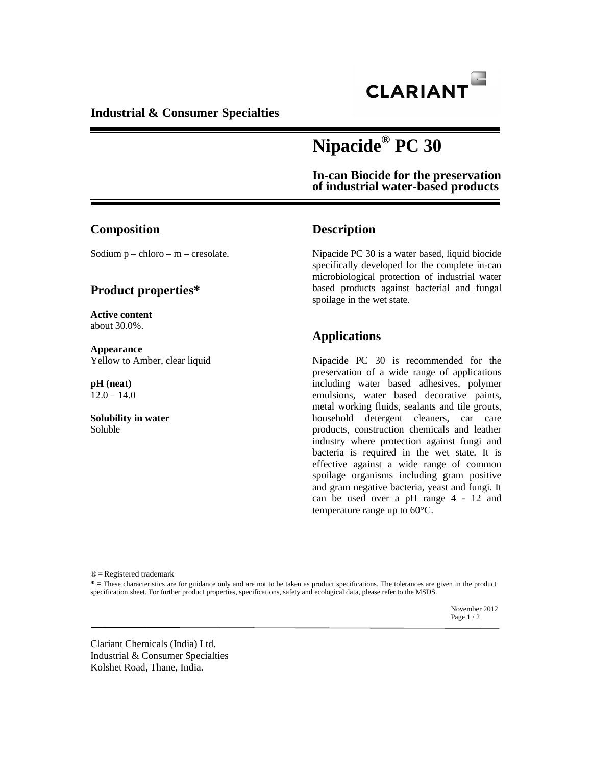CLARIANT

**Industrial & Consumer Specialties**

# Nipacide® PC 30

**In-can Biocide for the preservation of industrial water-based products**

## Composition

Sodium p – chloro – m – cresolate.

## Product properties*

**Active content**
about 30.0%.

**Appearance**
Yellow to Amber, clear liquid

**pH (neat)**
12.0 – 14.0

**Solubility in water**
Soluble

## Description

Nipacide PC 30 is a water based, liquid biocide specifically developed for the complete in-can microbiological protection of industrial water based products against bacterial and fungal spoilage in the wet state.

## Applications

Nipacide PC 30 is recommended for the preservation of a wide range of applications including water based adhesives, polymer emulsions, water based decorative paints, metal working fluids, sealants and tile grouts, household detergent cleaners, car care products, construction chemicals and leather industry where protection against fungi and bacteria is required in the wet state. It is effective against a wide range of common spoilage organisms including gram positive and gram negative bacteria, yeast and fungi. It can be used over a pH range 4 - 12 and temperature range up to 60°C.

® = Registered trademark

* = These characteristics are for guidance only and are not to be taken as product specifications. The tolerances are given in the product specification sheet. For further product properties, specifications, safety and ecological data, please refer to the MSDS.

November 2012

Clariant Chemicals (India) Ltd.
Industrial & Consumer Specialties
Kolshet Road, Thane, India.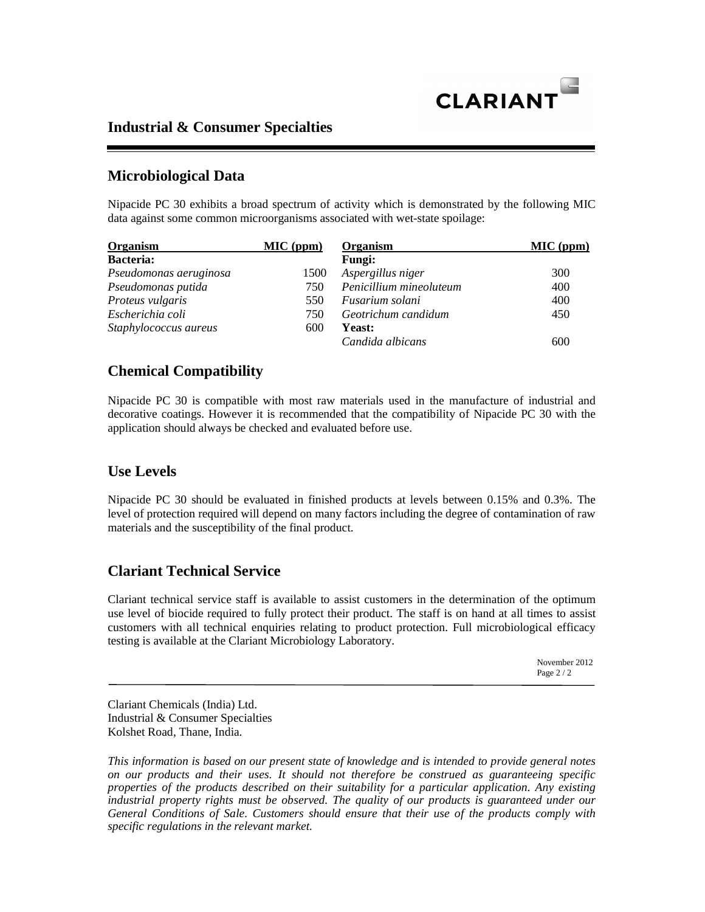## Industrial & Consumer Specialties

## Microbiological Data

Nipacide PC 30 exhibits a broad spectrum of activity which is demonstrated by the following MIC data against some common microorganisms associated with wet-state spoilage:

| Organism | MIC (ppm) | Organism | MIC (ppm) |
|---|---|---|---|
| **Bacteria:** | | **Fungi:** | |
| *Pseudomonas aeruginosa* | 1500 | *Aspergillus niger* | 300 |
| *Pseudomonas putida* | 750 | *Penicillium mineoluteum* | 400 |
| *Proteus vulgaris* | 550 | *Fusarium solani* | 400 |
| *Escherichia coli* | 750 | *Geotrichum candidum* | 450 |
| *Staphylococcus aureus* | 600 | **Yeast:** | |
| | | *Candida albicans* | 600 |

## Chemical Compatibility

Nipacide PC 30 is compatible with most raw materials used in the manufacture of industrial and decorative coatings. However it is recommended that the compatibility of Nipacide PC 30 with the application should always be checked and evaluated before use.

## Use Levels

Nipacide PC 30 should be evaluated in finished products at levels between 0.15% and 0.3%. The level of protection required will depend on many factors including the degree of contamination of raw materials and the susceptibility of the final product.

## Clariant Technical Service

Clariant technical service staff is available to assist customers in the determination of the optimum use level of biocide required to fully protect their product. The staff is on hand at all times to assist customers with all technical enquiries relating to product protection. Full microbiological efficacy testing is available at the Clariant Microbiology Laboratory.

November 2012

Clariant Chemicals (India) Ltd.
Industrial & Consumer Specialties
Kolshet Road, Thane, India.

*This information is based on our present state of knowledge and is intended to provide general notes on our products and their uses. It should not therefore be construed as guaranteeing specific properties of the products described on their suitability for a particular application. Any existing industrial property rights must be observed. The quality of our products is guaranteed under our General Conditions of Sale. Customers should ensure that their use of the products comply with specific regulations in the relevant market.*